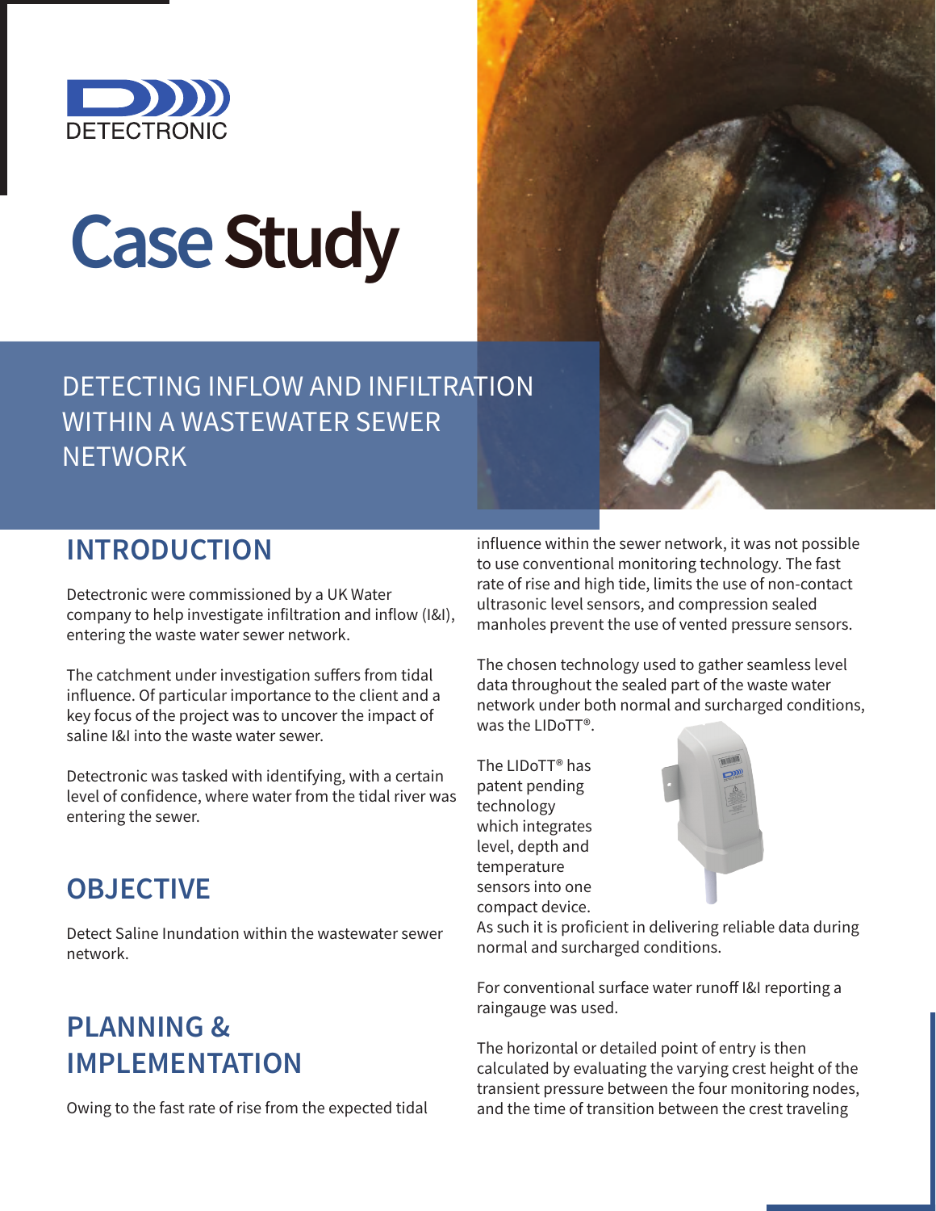DETECTRONIC

# Case Study

## DETECTING INFLOW AND INFILTRATION WITHIN A WASTEWATER SEWER NETWORK

## INTRODUCTION

Detectronic were commissioned by a UK Water company to help investigate infiltration and inflow (I&I), entering the waste water sewer network.

The catchment under investigation suffers from tidal influence. Of particular importance to the client and a key focus of the project was to uncover the impact of saline I&I into the waste water sewer.

Detectronic was tasked with identifying, with a certain level of confidence, where water from the tidal river was entering the sewer.

## OBJECTIVE

Detect Saline Inundation within the wastewater sewer network.

## PLANNING & IMPLEMENTATION

Owing to the fast rate of rise from the expected tidal influence within the sewer network, it was not possible to use conventional monitoring technology. The fast rate of rise and high tide, limits the use of non-contact ultrasonic level sensors, and compression sealed manholes prevent the use of vented pressure sensors.

The chosen technology used to gather seamless level data throughout the sealed part of the waste water network under both normal and surcharged conditions, was the LIDoTT®.

The LIDoTT® has patent pending technology which integrates level, depth and temperature sensors into one compact device. As such it is proficient in delivering reliable data during normal and surcharged conditions.

For conventional surface water runoff I&I reporting a raingauge was used.

The horizontal or detailed point of entry is then calculated by evaluating the varying crest height of the transient pressure between the four monitoring nodes, and the time of transition between the crest traveling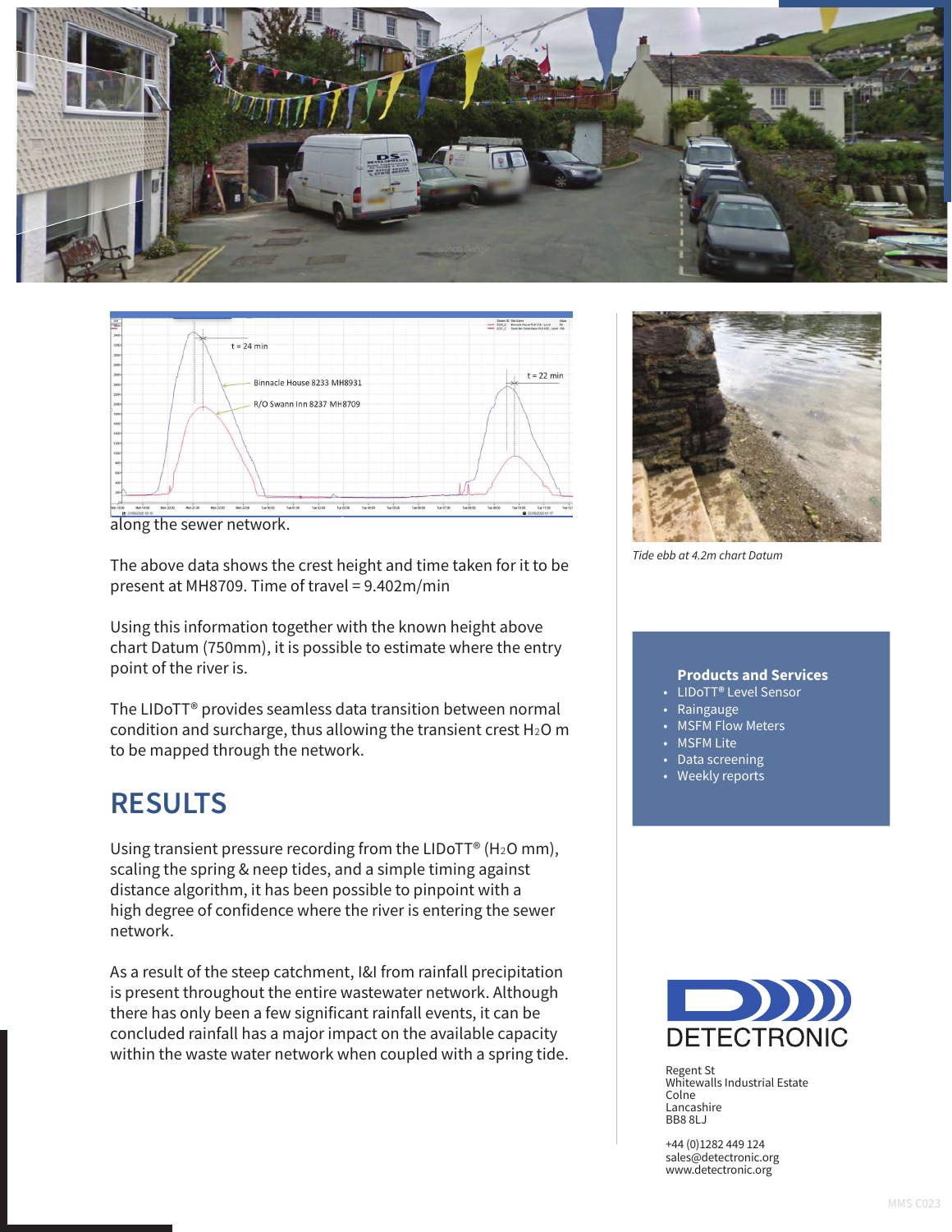t = 24 min

Binnacle House 8233 MH8931

R/O Swann Inn 8237 MH8709

t = 22 min

along the sewer network.

The above data shows the crest height and time taken for it to be present at MH8709. Time of travel = 9.402m/min

Using this information together with the known height above chart Datum (750mm), it is possible to estimate where the entry point of the river is.

The LIDoTT® provides seamless data transition between normal condition and surcharge, thus allowing the transient crest $H_2O$ m to be mapped through the network.

## RESULTS

Using transient pressure recording from the LIDoTT® ($H_2O$ mm), scaling the spring & neap tides, and a simple timing against distance algorithm, it has been possible to pinpoint with a high degree of confidence where the river is entering the sewer network.

As a result of the steep catchment, I&I from rainfall precipitation is present throughout the entire wastewater network. Although there has only been a few significant rainfall events, it can be concluded rainfall has a major impact on the available capacity within the waste water network when coupled with a spring tide.

*Tide ebb at 4.2m chart Datum*

**Products and Services**

- LIDoTT® Level Sensor
- Raingauge
- MSFM Flow Meters
- MSFM Lite
- Data screening
- Weekly reports

DETECTRONIC

Regent St
Whitewalls Industrial Estate
Colne
Lancashire
BB8 8LJ

+44 (0)1282 449 124
sales@detectronic.org
www.detectronic.org

MMS C023